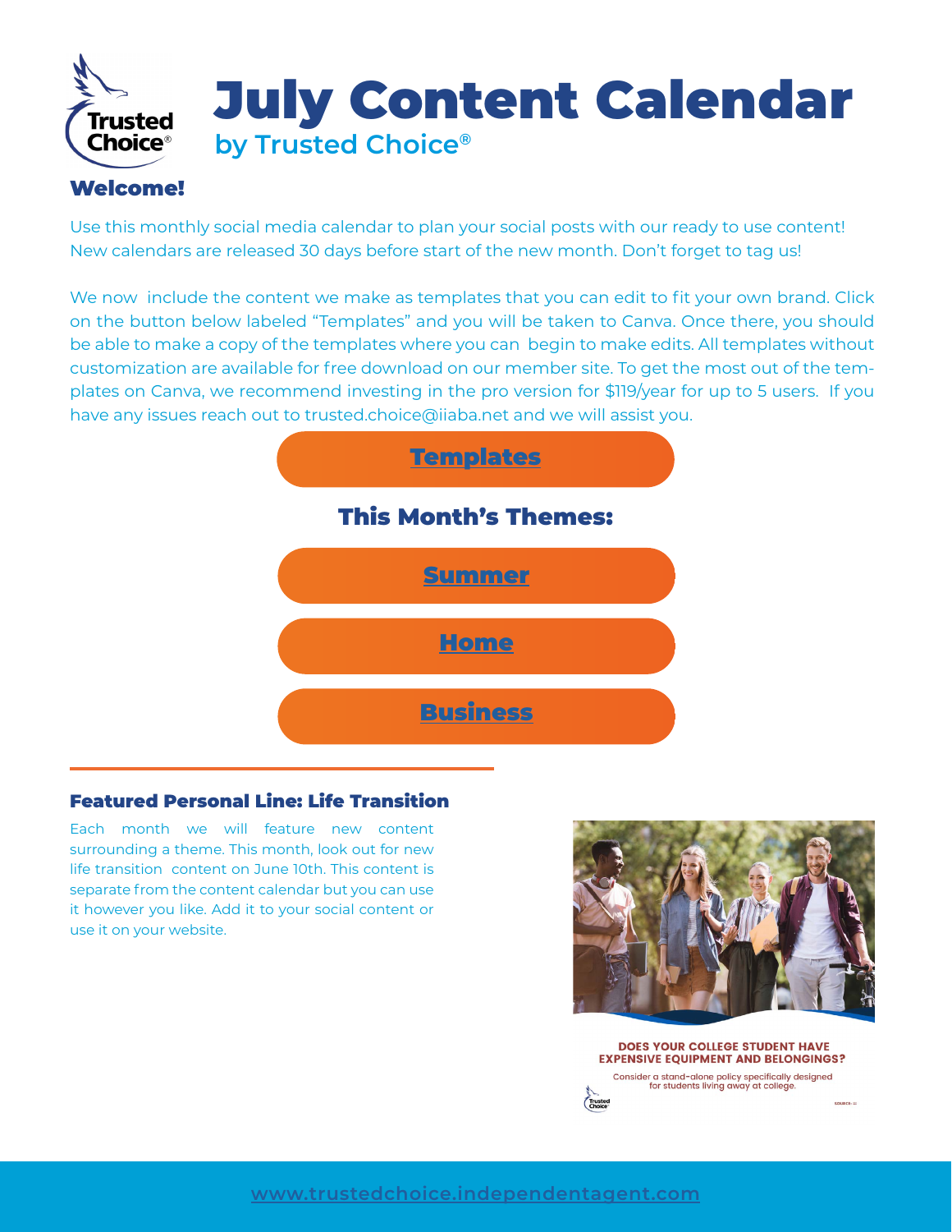# July Content Calendar

## by Trusted Choice®

### Welcome!

Use this monthly social media calendar to plan your social posts with our ready to use content! New calendars are released 30 days before start of the new month. Don't forget to tag us!

We now include the content we make as templates that you can edit to fit your own brand. Click on the button below labeled "Templates" and you will be taken to Canva. Once there, you should be able to make a copy of the templates where you can begin to make edits. All templates without customization are available for free download on our member site. To get the most out of the templates on Canva, we recommend investing in the pro version for $119/year for up to 5 users. If you have any issues reach out to trusted.choice@iiaba.net and we will assist you.

**Templates**

### This Month's Themes:

**Summer**

**Home**

**Business**

### Featured Personal Line: Life Transition

Each month we will feature new content surrounding a theme. This month, look out for new life transition content on June 10th. This content is separate from the content calendar but you can use it however you like. Add it to your social content or use it on your website.

DOES YOUR COLLEGE STUDENT HAVE EXPENSIVE EQUIPMENT AND BELONGINGS?

Consider a stand-alone policy specifically designed for students living away at college.

www.trustedchoice.independentagent.com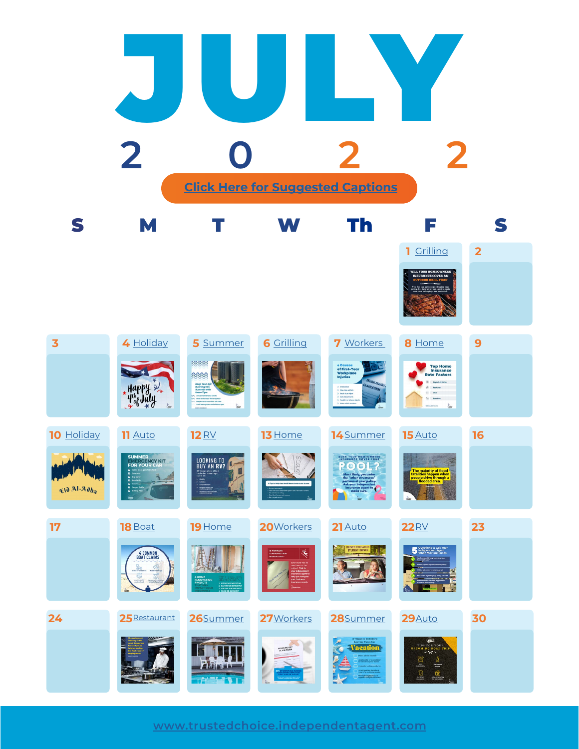# JULY

## 2022

Click Here for Suggested Captions

| S | M | T | W | Th | F | S |
|---|---|---|---|---|---|---|
| | | | | | 1 Grilling | 2 |
| 3 | 4 Holiday | 5 Summer | 6 Grilling | 7 Workers | 8 Home | 9 |
| 10 Holiday | 11 Auto | 12 RV | 13 Home | 14 Summer | 15 Auto | 16 |
| 17 | 18 Boat | 19 Home | 20 Workers | 21 Auto | 22 RV | 23 |
| 24 | 25 Restaurant | 26 Summer | 27 Workers | 28 Summer | 29 Auto | 30 |

www.trustedchoice.independentagent.com